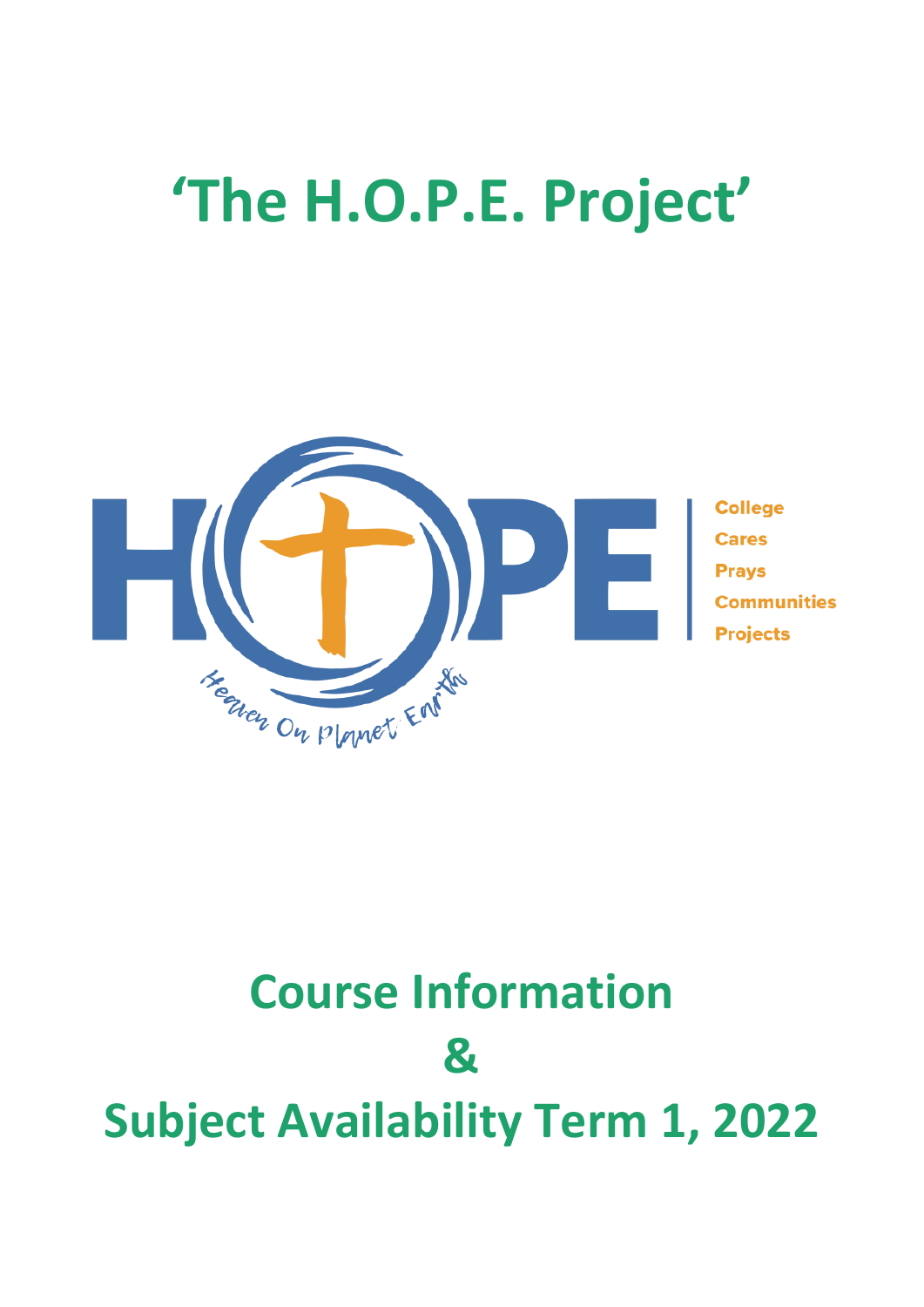# ‘The H.O.P.E. Project’

HOPE

Heaven On Planet Earth

College
Cares
Prays
Communities
Projects

# Course Information
# &
# Subject Availability Term 1, 2022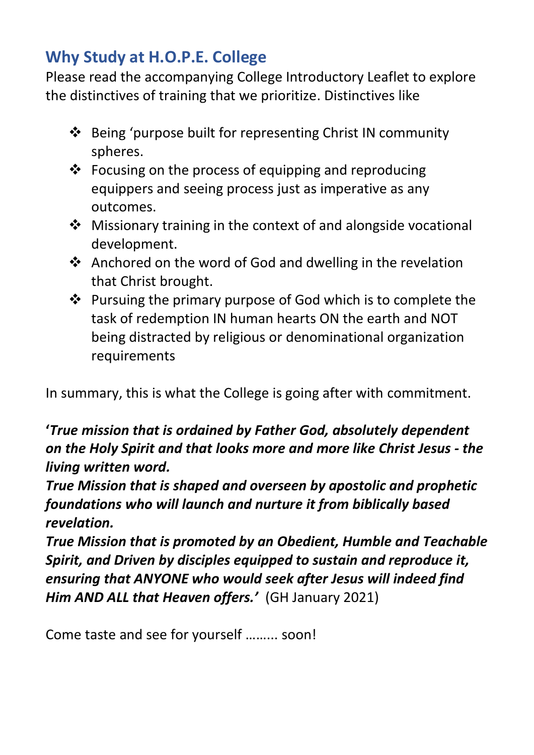## Why Study at H.O.P.E. College

Please read the accompanying College Introductory Leaflet to explore the distinctives of training that we prioritize. Distinctives like

- Being ‘purpose built for representing Christ IN community spheres.
- Focusing on the process of equipping and reproducing equippers and seeing process just as imperative as any outcomes.
- Missionary training in the context of and alongside vocational development.
- Anchored on the word of God and dwelling in the revelation that Christ brought.
- Pursuing the primary purpose of God which is to complete the task of redemption IN human hearts ON the earth and NOT being distracted by religious or denominational organization requirements

In summary, this is what the College is going after with commitment.

**‘*True mission that is ordained by Father God, absolutely dependent on the Holy Spirit and that looks more and more like Christ Jesus - the living written word.***
***True Mission that is shaped and overseen by apostolic and prophetic foundations who will launch and nurture it from biblically based revelation.***
***True Mission that is promoted by an Obedient, Humble and Teachable Spirit, and Driven by disciples equipped to sustain and reproduce it, ensuring that ANYONE who would seek after Jesus will indeed find Him AND ALL that Heaven offers.’*** (GH January 2021)

Come taste and see for yourself ……... soon!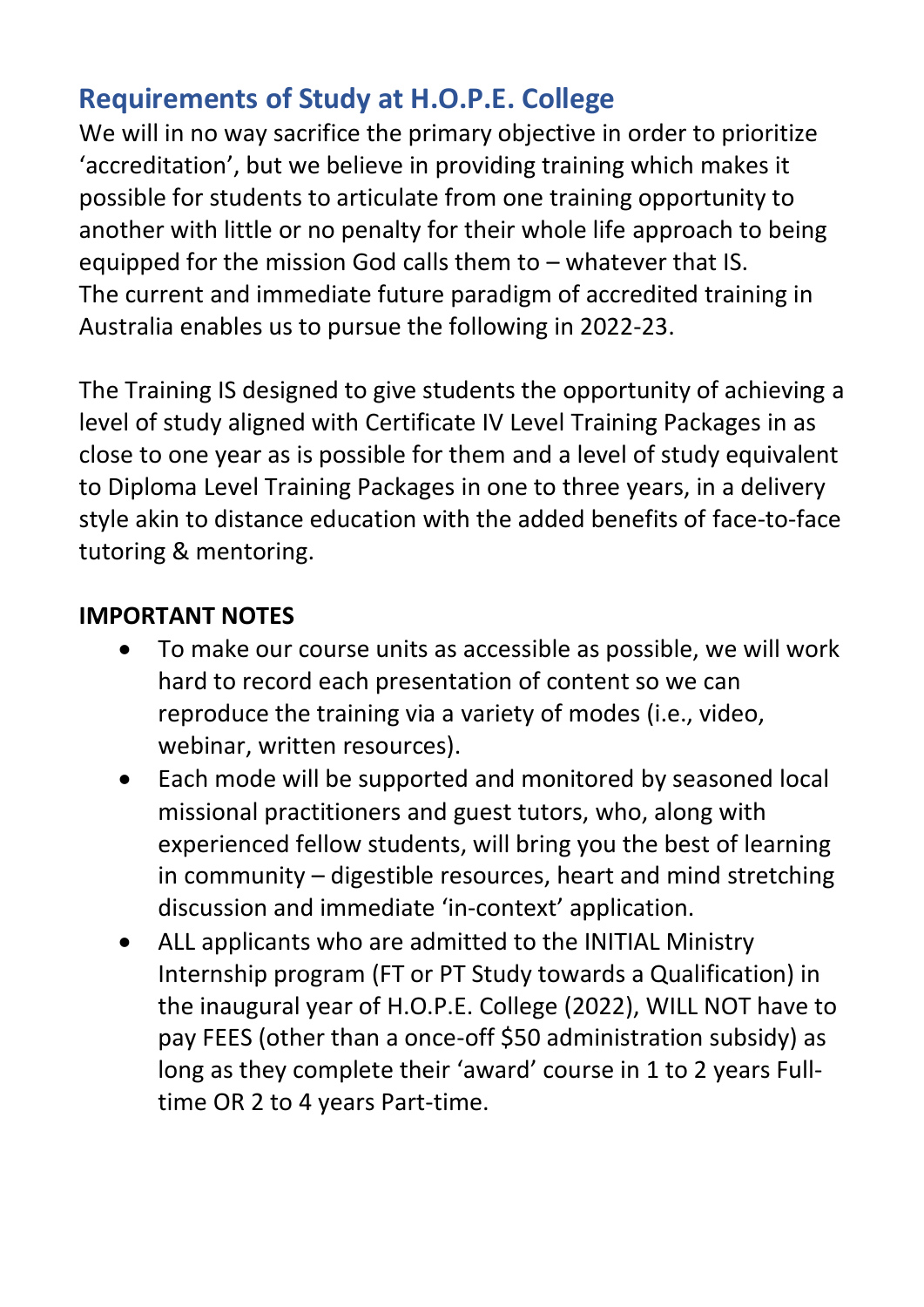## Requirements of Study at H.O.P.E. College

We will in no way sacrifice the primary objective in order to prioritize 'accreditation', but we believe in providing training which makes it possible for students to articulate from one training opportunity to another with little or no penalty for their whole life approach to being equipped for the mission God calls them to – whatever that IS.
The current and immediate future paradigm of accredited training in Australia enables us to pursue the following in 2022-23.

The Training IS designed to give students the opportunity of achieving a level of study aligned with Certificate IV Level Training Packages in as close to one year as is possible for them and a level of study equivalent to Diploma Level Training Packages in one to three years, in a delivery style akin to distance education with the added benefits of face-to-face tutoring & mentoring.

**IMPORTANT NOTES**

- To make our course units as accessible as possible, we will work hard to record each presentation of content so we can reproduce the training via a variety of modes (i.e., video, webinar, written resources).
- Each mode will be supported and monitored by seasoned local missional practitioners and guest tutors, who, along with experienced fellow students, will bring you the best of learning in community – digestible resources, heart and mind stretching discussion and immediate 'in-context' application.
- ALL applicants who are admitted to the INITIAL Ministry Internship program (FT or PT Study towards a Qualification) in the inaugural year of H.O.P.E. College (2022), WILL NOT have to pay FEES (other than a once-off $50 administration subsidy) as long as they complete their 'award' course in 1 to 2 years Full-time OR 2 to 4 years Part-time.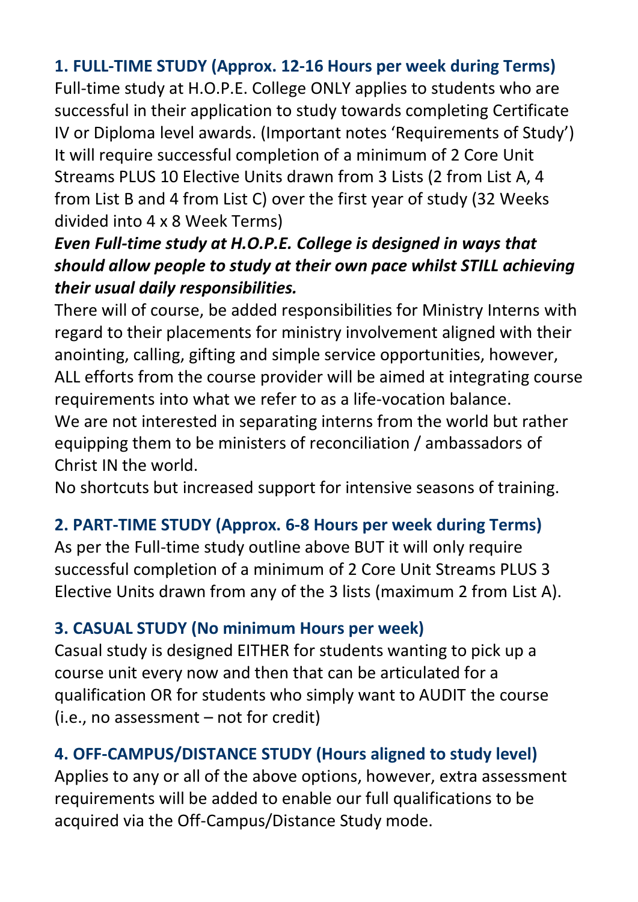### 1. FULL-TIME STUDY (Approx. 12-16 Hours per week during Terms)

Full-time study at H.O.P.E. College ONLY applies to students who are successful in their application to study towards completing Certificate IV or Diploma level awards. (Important notes 'Requirements of Study') It will require successful completion of a minimum of 2 Core Unit Streams PLUS 10 Elective Units drawn from 3 Lists (2 from List A, 4 from List B and 4 from List C) over the first year of study (32 Weeks divided into 4 x 8 Week Terms)

***Even Full-time study at H.O.P.E. College is designed in ways that should allow people to study at their own pace whilst STILL achieving their usual daily responsibilities.***

There will of course, be added responsibilities for Ministry Interns with regard to their placements for ministry involvement aligned with their anointing, calling, gifting and simple service opportunities, however, ALL efforts from the course provider will be aimed at integrating course requirements into what we refer to as a life-vocation balance.

We are not interested in separating interns from the world but rather equipping them to be ministers of reconciliation / ambassadors of Christ IN the world.

No shortcuts but increased support for intensive seasons of training.

### 2. PART-TIME STUDY (Approx. 6-8 Hours per week during Terms)

As per the Full-time study outline above BUT it will only require successful completion of a minimum of 2 Core Unit Streams PLUS 3 Elective Units drawn from any of the 3 lists (maximum 2 from List A).

### 3. CASUAL STUDY (No minimum Hours per week)

Casual study is designed EITHER for students wanting to pick up a course unit every now and then that can be articulated for a qualification OR for students who simply want to AUDIT the course (i.e., no assessment – not for credit)

### 4. OFF-CAMPUS/DISTANCE STUDY (Hours aligned to study level)

Applies to any or all of the above options, however, extra assessment requirements will be added to enable our full qualifications to be acquired via the Off-Campus/Distance Study mode.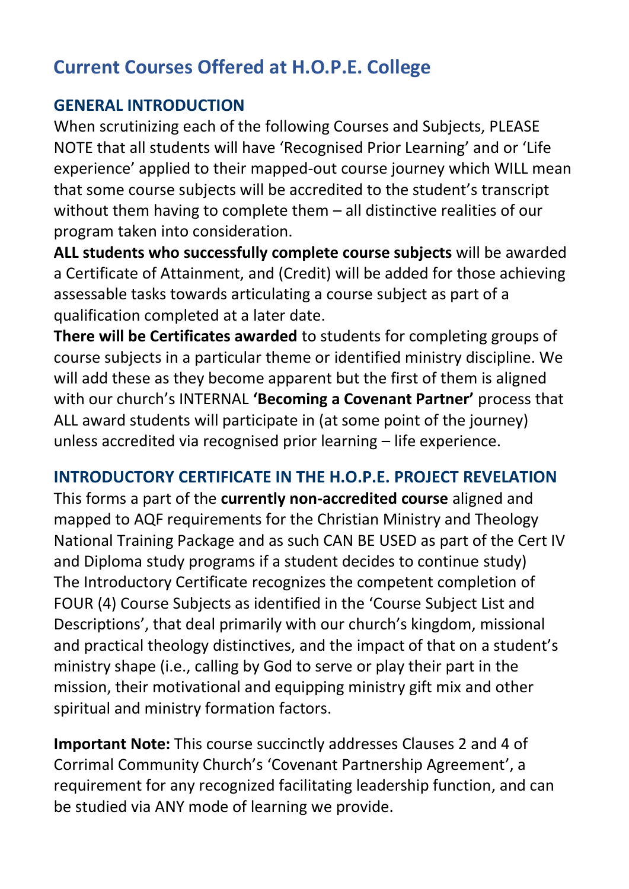# Current Courses Offered at H.O.P.E. College

## GENERAL INTRODUCTION

When scrutinizing each of the following Courses and Subjects, PLEASE NOTE that all students will have 'Recognised Prior Learning' and or 'Life experience' applied to their mapped-out course journey which WILL mean that some course subjects will be accredited to the student's transcript without them having to complete them – all distinctive realities of our program taken into consideration.

**ALL students who successfully complete course subjects** will be awarded a Certificate of Attainment, and (Credit) will be added for those achieving assessable tasks towards articulating a course subject as part of a qualification completed at a later date.

**There will be Certificates awarded** to students for completing groups of course subjects in a particular theme or identified ministry discipline. We will add these as they become apparent but the first of them is aligned with our church's INTERNAL **'Becoming a Covenant Partner'** process that ALL award students will participate in (at some point of the journey) unless accredited via recognised prior learning – life experience.

## INTRODUCTORY CERTIFICATE IN THE H.O.P.E. PROJECT REVELATION

This forms a part of the **currently non-accredited course** aligned and mapped to AQF requirements for the Christian Ministry and Theology National Training Package and as such CAN BE USED as part of the Cert IV and Diploma study programs if a student decides to continue study) The Introductory Certificate recognizes the competent completion of FOUR (4) Course Subjects as identified in the 'Course Subject List and Descriptions', that deal primarily with our church's kingdom, missional and practical theology distinctives, and the impact of that on a student's ministry shape (i.e., calling by God to serve or play their part in the mission, their motivational and equipping ministry gift mix and other spiritual and ministry formation factors.

**Important Note:** This course succinctly addresses Clauses 2 and 4 of Corrimal Community Church's 'Covenant Partnership Agreement', a requirement for any recognized facilitating leadership function, and can be studied via ANY mode of learning we provide.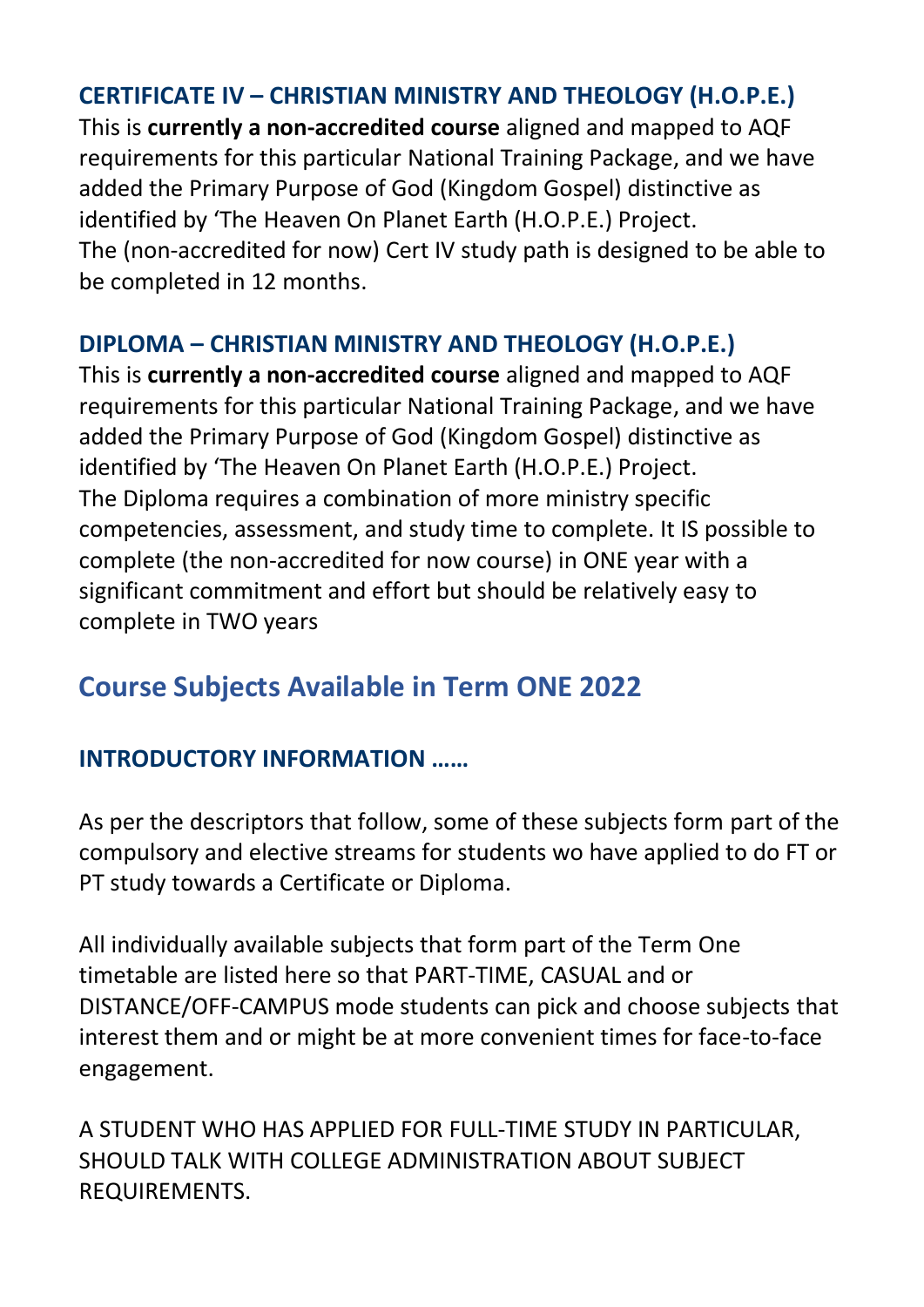### CERTIFICATE IV – CHRISTIAN MINISTRY AND THEOLOGY (H.O.P.E.)

This is **currently a non-accredited course** aligned and mapped to AQF requirements for this particular National Training Package, and we have added the Primary Purpose of God (Kingdom Gospel) distinctive as identified by 'The Heaven On Planet Earth (H.O.P.E.) Project.
The (non-accredited for now) Cert IV study path is designed to be able to be completed in 12 months.

### DIPLOMA – CHRISTIAN MINISTRY AND THEOLOGY (H.O.P.E.)

This is **currently a non-accredited course** aligned and mapped to AQF requirements for this particular National Training Package, and we have added the Primary Purpose of God (Kingdom Gospel) distinctive as identified by 'The Heaven On Planet Earth (H.O.P.E.) Project.
The Diploma requires a combination of more ministry specific competencies, assessment, and study time to complete. It IS possible to complete (the non-accredited for now course) in ONE year with a significant commitment and effort but should be relatively easy to complete in TWO years

## Course Subjects Available in Term ONE 2022

### INTRODUCTORY INFORMATION ……

As per the descriptors that follow, some of these subjects form part of the compulsory and elective streams for students wo have applied to do FT or PT study towards a Certificate or Diploma.

All individually available subjects that form part of the Term One timetable are listed here so that PART-TIME, CASUAL and or DISTANCE/OFF-CAMPUS mode students can pick and choose subjects that interest them and or might be at more convenient times for face-to-face engagement.

A STUDENT WHO HAS APPLIED FOR FULL-TIME STUDY IN PARTICULAR, SHOULD TALK WITH COLLEGE ADMINISTRATION ABOUT SUBJECT REQUIREMENTS.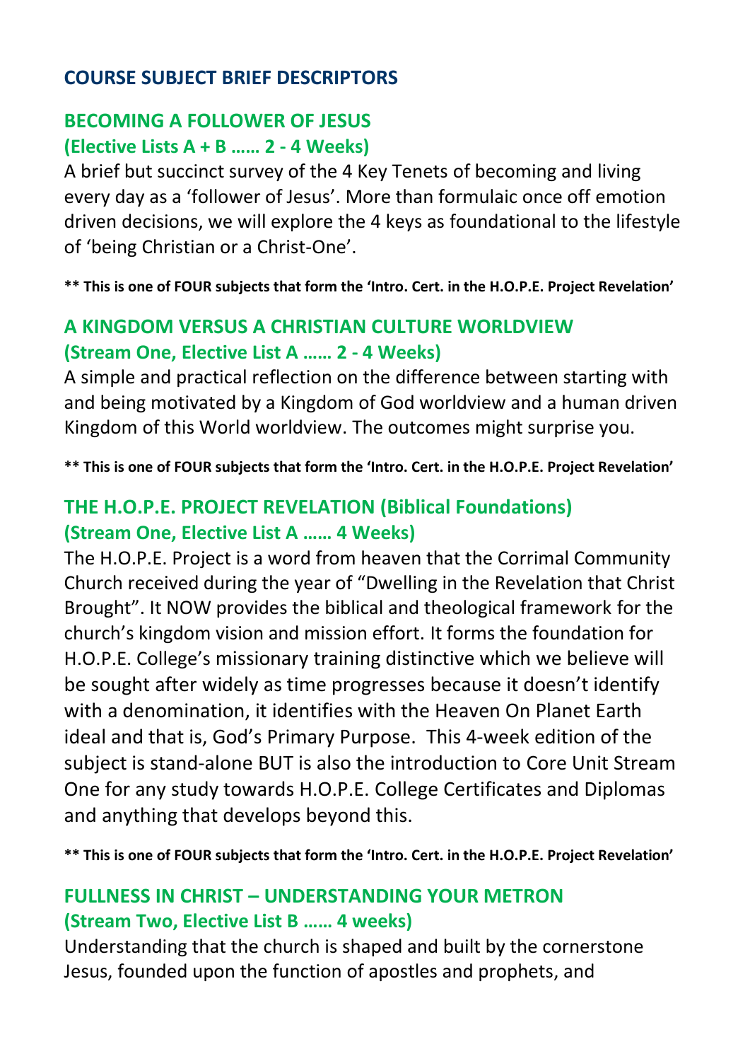# COURSE SUBJECT BRIEF DESCRIPTORS

## BECOMING A FOLLOWER OF JESUS
### (Elective Lists A + B …… 2 - 4 Weeks)

A brief but succinct survey of the 4 Key Tenets of becoming and living every day as a 'follower of Jesus'. More than formulaic once off emotion driven decisions, we will explore the 4 keys as foundational to the lifestyle of 'being Christian or a Christ-One'.

**\*\* This is one of FOUR subjects that form the 'Intro. Cert. in the H.O.P.E. Project Revelation'**

## A KINGDOM VERSUS A CHRISTIAN CULTURE WORLDVIEW
### (Stream One, Elective List A …… 2 - 4 Weeks)

A simple and practical reflection on the difference between starting with and being motivated by a Kingdom of God worldview and a human driven Kingdom of this World worldview. The outcomes might surprise you.

**\*\* This is one of FOUR subjects that form the 'Intro. Cert. in the H.O.P.E. Project Revelation'**

## THE H.O.P.E. PROJECT REVELATION (Biblical Foundations)
### (Stream One, Elective List A …… 4 Weeks)

The H.O.P.E. Project is a word from heaven that the Corrimal Community Church received during the year of "Dwelling in the Revelation that Christ Brought". It NOW provides the biblical and theological framework for the church's kingdom vision and mission effort. It forms the foundation for H.O.P.E. College's missionary training distinctive which we believe will be sought after widely as time progresses because it doesn't identify with a denomination, it identifies with the Heaven On Planet Earth ideal and that is, God's Primary Purpose. This 4-week edition of the subject is stand-alone BUT is also the introduction to Core Unit Stream One for any study towards H.O.P.E. College Certificates and Diplomas and anything that develops beyond this.

**\*\* This is one of FOUR subjects that form the 'Intro. Cert. in the H.O.P.E. Project Revelation'**

## FULLNESS IN CHRIST – UNDERSTANDING YOUR METRON
### (Stream Two, Elective List B …… 4 weeks)

Understanding that the church is shaped and built by the cornerstone Jesus, founded upon the function of apostles and prophets, and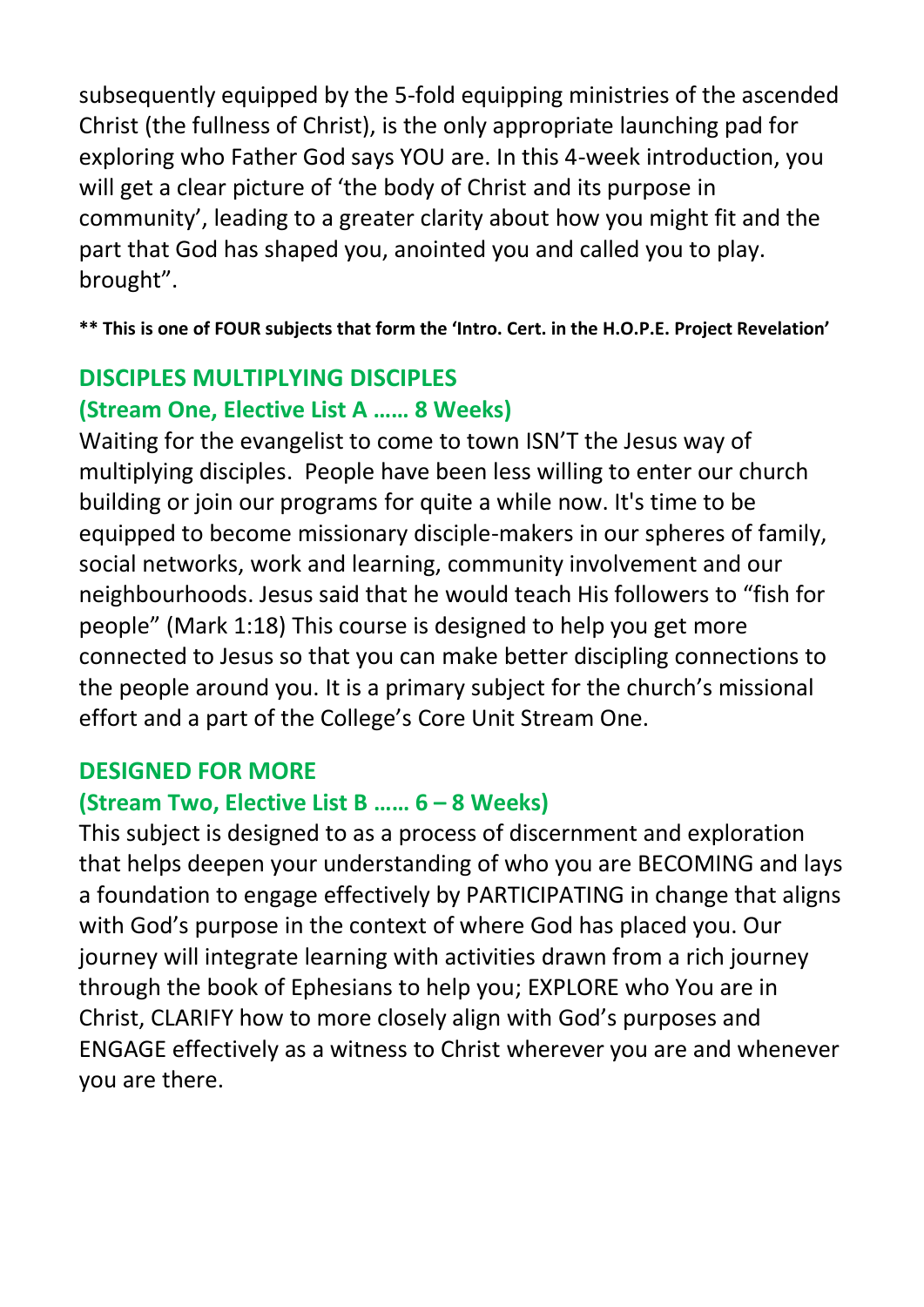subsequently equipped by the 5-fold equipping ministries of the ascended Christ (the fullness of Christ), is the only appropriate launching pad for exploring who Father God says YOU are. In this 4-week introduction, you will get a clear picture of 'the body of Christ and its purpose in community', leading to a greater clarity about how you might fit and the part that God has shaped you, anointed you and called you to play. brought".

**\*\* This is one of FOUR subjects that form the 'Intro. Cert. in the H.O.P.E. Project Revelation'**

## DISCIPLES MULTIPLYING DISCIPLES
### (Stream One, Elective List A …… 8 Weeks)

Waiting for the evangelist to come to town ISN'T the Jesus way of multiplying disciples. People have been less willing to enter our church building or join our programs for quite a while now. It's time to be equipped to become missionary disciple-makers in our spheres of family, social networks, work and learning, community involvement and our neighbourhoods. Jesus said that he would teach His followers to "fish for people" (Mark 1:18) This course is designed to help you get more connected to Jesus so that you can make better discipling connections to the people around you. It is a primary subject for the church's missional effort and a part of the College's Core Unit Stream One.

## DESIGNED FOR MORE
### (Stream Two, Elective List B …… 6 – 8 Weeks)

This subject is designed to as a process of discernment and exploration that helps deepen your understanding of who you are BECOMING and lays a foundation to engage effectively by PARTICIPATING in change that aligns with God's purpose in the context of where God has placed you. Our journey will integrate learning with activities drawn from a rich journey through the book of Ephesians to help you; EXPLORE who You are in Christ, CLARIFY how to more closely align with God's purposes and ENGAGE effectively as a witness to Christ wherever you are and whenever you are there.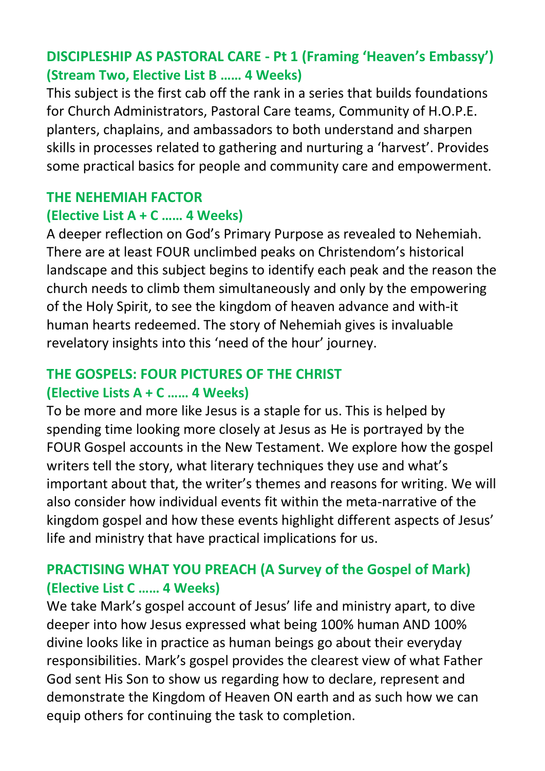## DISCIPLESHIP AS PASTORAL CARE - Pt 1 (Framing 'Heaven's Embassy')
### (Stream Two, Elective List B …… 4 Weeks)

This subject is the first cab off the rank in a series that builds foundations for Church Administrators, Pastoral Care teams, Community of H.O.P.E. planters, chaplains, and ambassadors to both understand and sharpen skills in processes related to gathering and nurturing a 'harvest'. Provides some practical basics for people and community care and empowerment.

## THE NEHEMIAH FACTOR
### (Elective List A + C …… 4 Weeks)

A deeper reflection on God's Primary Purpose as revealed to Nehemiah. There are at least FOUR unclimbed peaks on Christendom's historical landscape and this subject begins to identify each peak and the reason the church needs to climb them simultaneously and only by the empowering of the Holy Spirit, to see the kingdom of heaven advance and with-it human hearts redeemed. The story of Nehemiah gives is invaluable revelatory insights into this 'need of the hour' journey.

## THE GOSPELS: FOUR PICTURES OF THE CHRIST
### (Elective Lists A + C …… 4 Weeks)

To be more and more like Jesus is a staple for us. This is helped by spending time looking more closely at Jesus as He is portrayed by the FOUR Gospel accounts in the New Testament. We explore how the gospel writers tell the story, what literary techniques they use and what's important about that, the writer's themes and reasons for writing. We will also consider how individual events fit within the meta-narrative of the kingdom gospel and how these events highlight different aspects of Jesus' life and ministry that have practical implications for us.

## PRACTISING WHAT YOU PREACH (A Survey of the Gospel of Mark)
### (Elective List C …… 4 Weeks)

We take Mark's gospel account of Jesus' life and ministry apart, to dive deeper into how Jesus expressed what being 100% human AND 100% divine looks like in practice as human beings go about their everyday responsibilities. Mark's gospel provides the clearest view of what Father God sent His Son to show us regarding how to declare, represent and demonstrate the Kingdom of Heaven ON earth and as such how we can equip others for continuing the task to completion.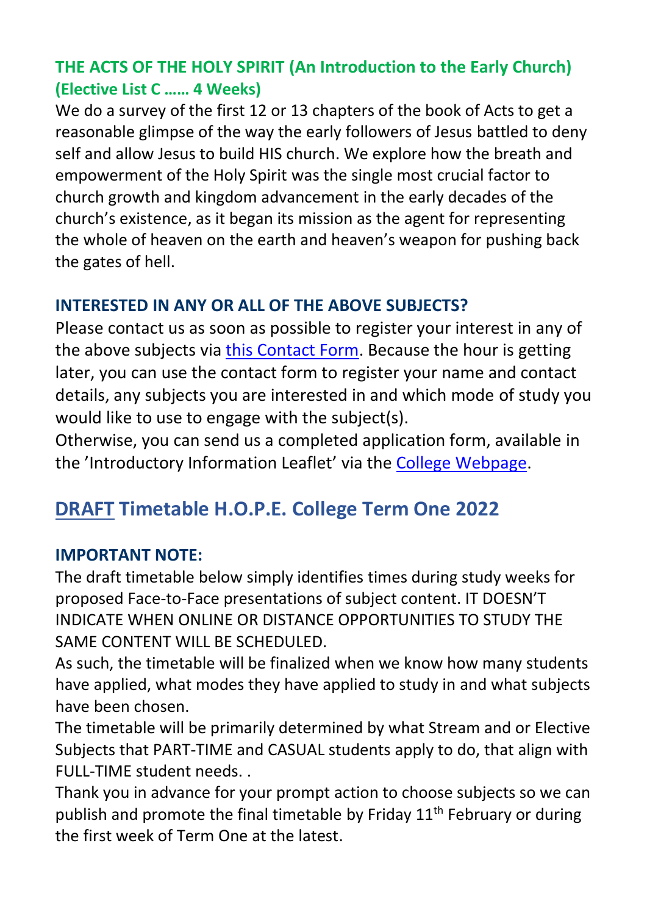### THE ACTS OF THE HOLY SPIRIT (An Introduction to the Early Church) (Elective List C …… 4 Weeks)

We do a survey of the first 12 or 13 chapters of the book of Acts to get a reasonable glimpse of the way the early followers of Jesus battled to deny self and allow Jesus to build HIS church. We explore how the breath and empowerment of the Holy Spirit was the single most crucial factor to church growth and kingdom advancement in the early decades of the church's existence, as it began its mission as the agent for representing the whole of heaven on the earth and heaven's weapon for pushing back the gates of hell.

### INTERESTED IN ANY OR ALL OF THE ABOVE SUBJECTS?

Please contact us as soon as possible to register your interest in any of the above subjects via this Contact Form. Because the hour is getting later, you can use the contact form to register your name and contact details, any subjects you are interested in and which mode of study you would like to use to engage with the subject(s).

Otherwise, you can send us a completed application form, available in the 'Introductory Information Leaflet' via the College Webpage.

## DRAFT Timetable H.O.P.E. College Term One 2022

### IMPORTANT NOTE:

The draft timetable below simply identifies times during study weeks for proposed Face-to-Face presentations of subject content. IT DOESN'T INDICATE WHEN ONLINE OR DISTANCE OPPORTUNITIES TO STUDY THE SAME CONTENT WILL BE SCHEDULED.

As such, the timetable will be finalized when we know how many students have applied, what modes they have applied to study in and what subjects have been chosen.

The timetable will be primarily determined by what Stream and or Elective Subjects that PART-TIME and CASUAL students apply to do, that align with FULL-TIME student needs. .

Thank you in advance for your prompt action to choose subjects so we can publish and promote the final timetable by Friday 11th February or during the first week of Term One at the latest.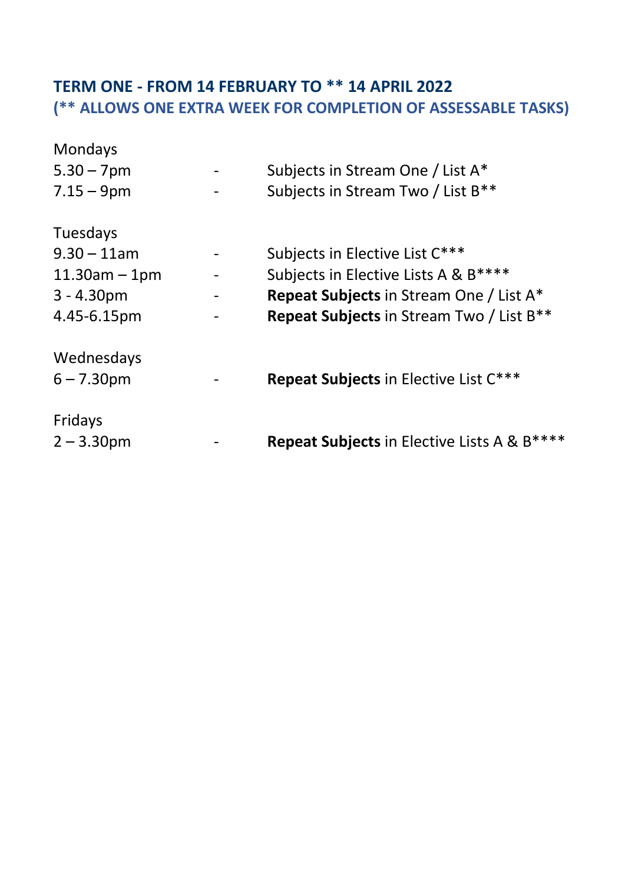## TERM ONE - FROM 14 FEBRUARY TO ** 14 APRIL 2022
### (** ALLOWS ONE EXTRA WEEK FOR COMPLETION OF ASSESSABLE TASKS)

Mondays

| | | |
|---|---|---|
| 5.30 – 7pm | - | Subjects in Stream One / List A* |
| 7.15 – 9pm | - | Subjects in Stream Two / List B** |

Tuesdays

| | | |
|---|---|---|
| 9.30 – 11am | - | Subjects in Elective List C*** |
| 11.30am – 1pm | - | Subjects in Elective Lists A & B**** |
| 3 - 4.30pm | - | **Repeat Subjects** in Stream One / List A* |
| 4.45-6.15pm | - | **Repeat Subjects** in Stream Two / List B** |

Wednesdays

| | | |
|---|---|---|
| 6 – 7.30pm | - | **Repeat Subjects** in Elective List C*** |

Fridays

| | | |
|---|---|---|
| 2 – 3.30pm | - | **Repeat Subjects** in Elective Lists A & B**** |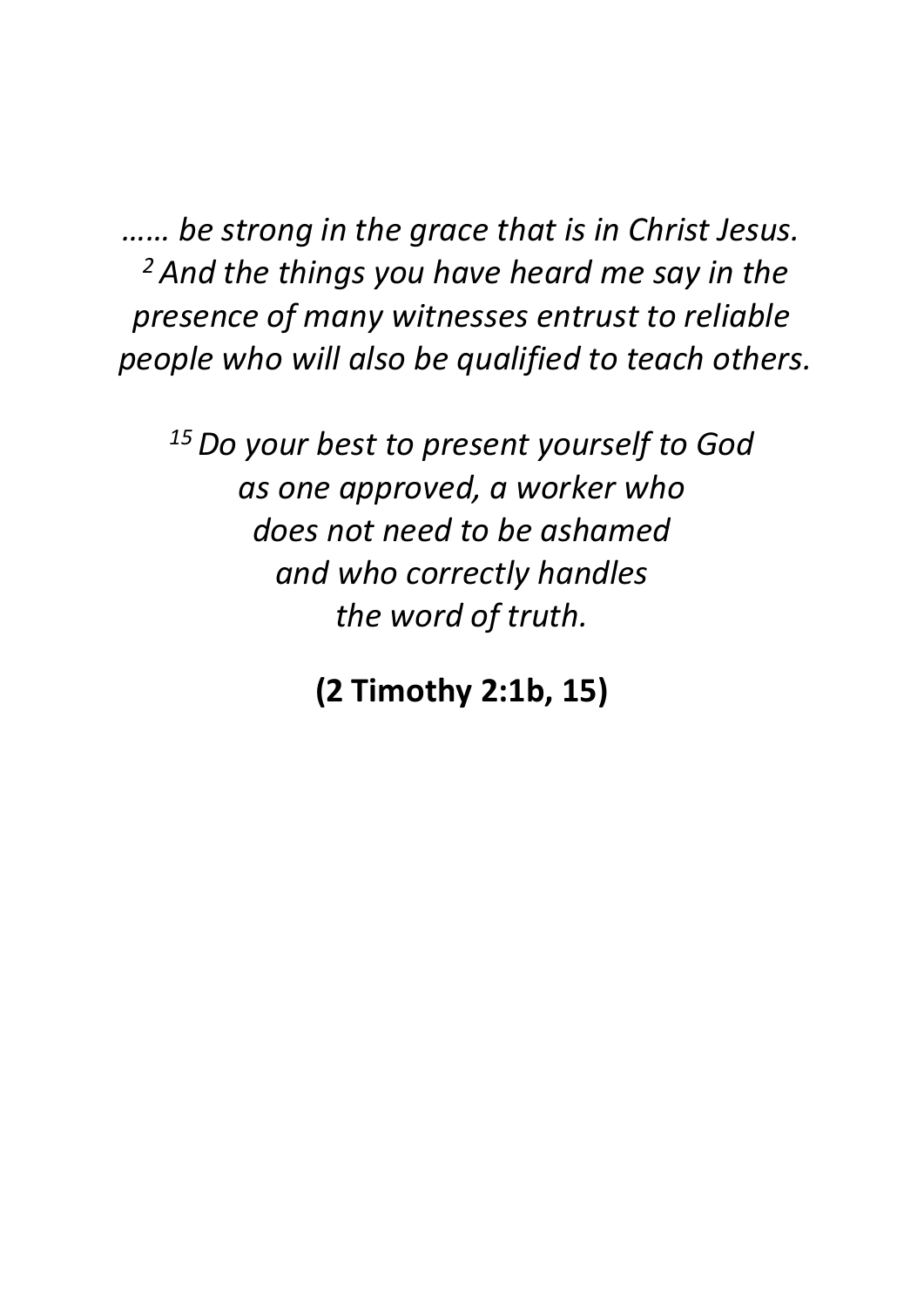*…… be strong in the grace that is in Christ Jesus.*
*[2] And the things you have heard me say in the presence of many witnesses entrust to reliable people who will also be qualified to teach others.*

*[15] Do your best to present yourself to God*
*as one approved, a worker who*
*does not need to be ashamed*
*and who correctly handles*
*the word of truth.*

**(2 Timothy 2:1b, 15)**